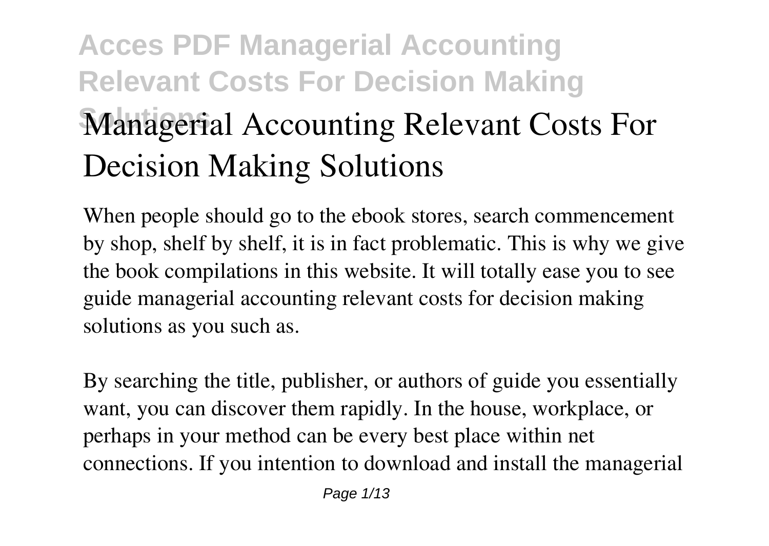# Managerial Accounting Relevant Costs For Decision Making Solutions

When people should go to the ebook stores, search commencement by shop, shelf by shelf, it is in fact problematic. This is why we give the book compilations in this website. It will totally ease you to see guide managerial accounting relevant costs for decision making solutions as you such as.

By searching the title, publisher, or authors of guide you essentially want, you can discover them rapidly. In the house, workplace, or perhaps in your method can be every best place within net connections. If you intention to download and install the managerial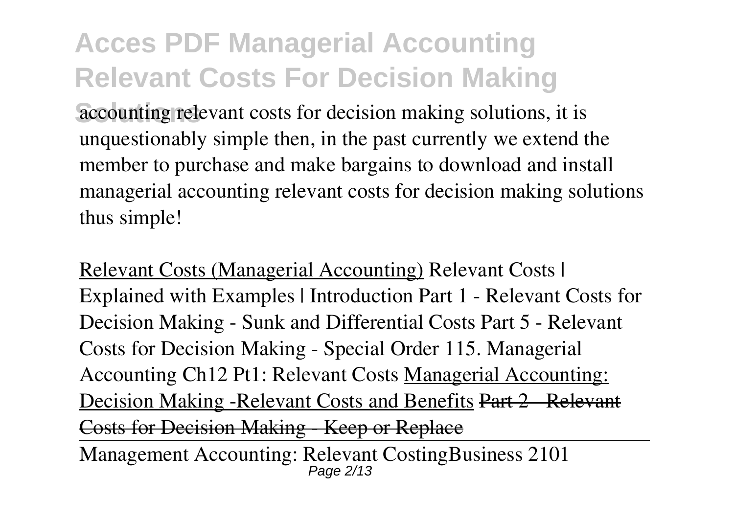accounting relevant costs for decision making solutions, it is unquestionably simple then, in the past currently we extend the member to purchase and make bargains to download and install managerial accounting relevant costs for decision making solutions thus simple!

Relevant Costs (Managerial Accounting) Relevant Costs | Explained with Examples | Introduction Part 1 - Relevant Costs for Decision Making - Sunk and Differential Costs Part 5 - Relevant Costs for Decision Making - Special Order 115. Managerial Accounting Ch12 Pt1: Relevant Costs Managerial Accounting: Decision Making -Relevant Costs and Benefits ~~Part 2 - Relevant Costs for Decision Making - Keep or Replace~~

Management Accounting: Relevant CostingBusiness 2101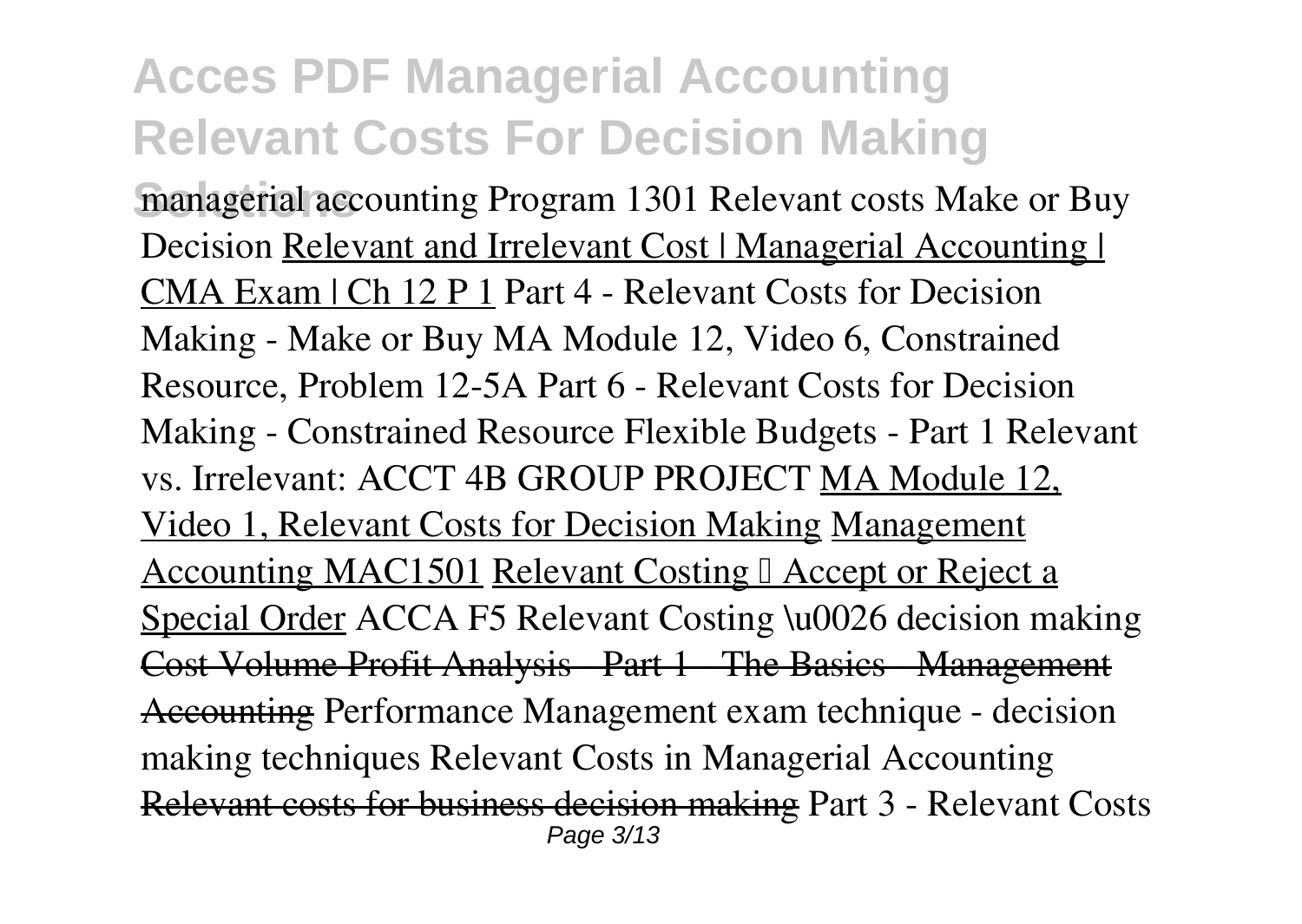managerial accounting Program 1301 Relevant costs Make or Buy Decision Relevant and Irrelevant Cost | Managerial Accounting | CMA Exam | Ch 12 P 1 Part 4 - Relevant Costs for Decision Making - Make or Buy MA Module 12, Video 6, Constrained Resource, Problem 12-5A Part 6 - Relevant Costs for Decision Making - Constrained Resource Flexible Budgets - Part 1 Relevant vs. Irrelevant: ACCT 4B GROUP PROJECT MA Module 12, Video 1, Relevant Costs for Decision Making Management Accounting MAC1501 Relevant Costing – Accept or Reject a Special Order ACCA F5 Relevant Costing \u0026 decision making ~~Cost Volume Profit Analysis - Part 1 - The Basics - Management Accounting~~ Performance Management exam technique - decision making techniques Relevant Costs in Managerial Accounting ~~Relevant costs for business decision making~~ Part 3 - Relevant Costs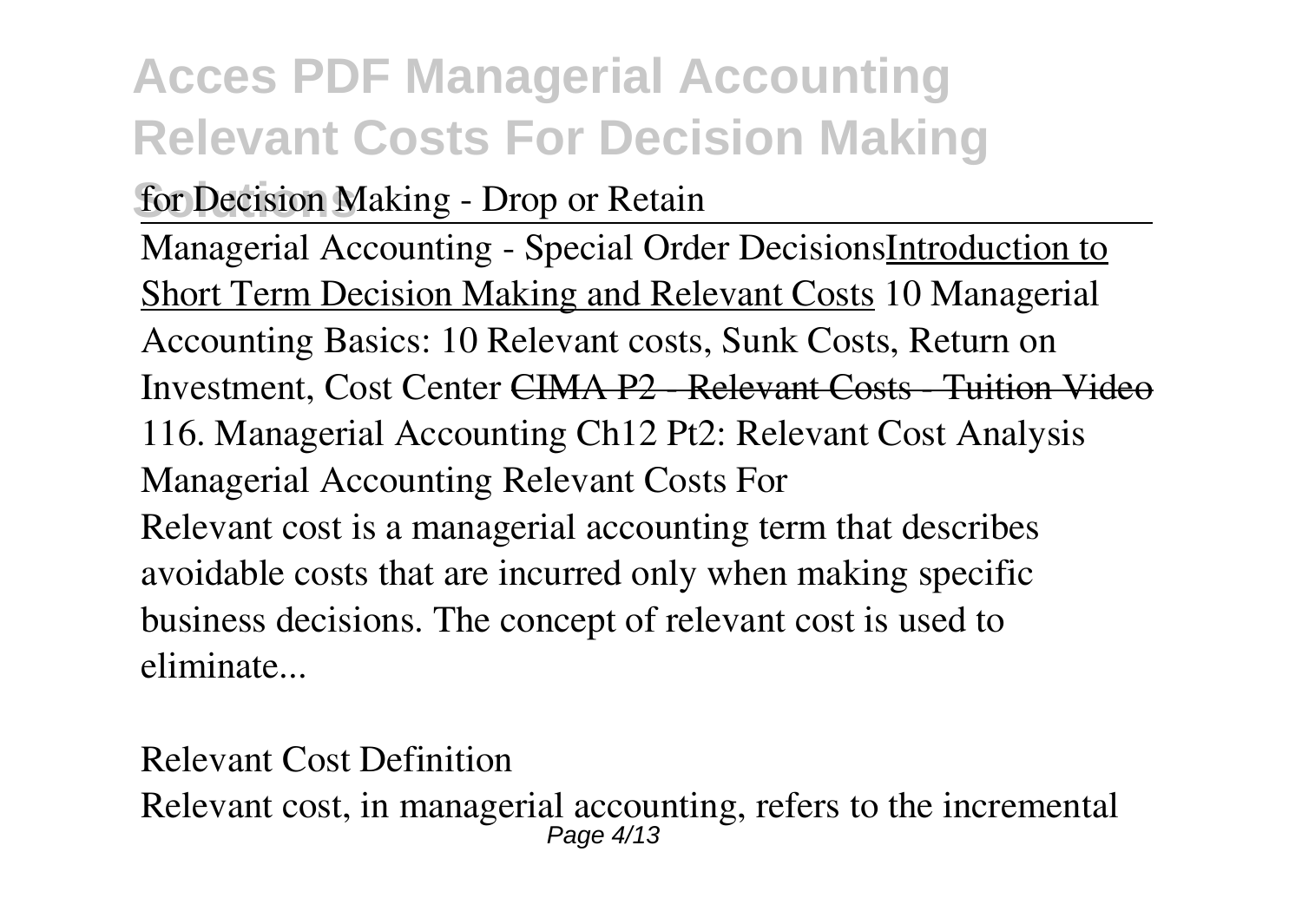for Decision Making - Drop or Retain

Managerial Accounting - Special Order Decisions Introduction to Short Term Decision Making and Relevant Costs 10 Managerial Accounting Basics: 10 Relevant costs, Sunk Costs, Return on Investment, Cost Center ~~CIMA P2 - Relevant Costs - Tuition Video~~ 116. Managerial Accounting Ch12 Pt2: Relevant Cost Analysis

Managerial Accounting Relevant Costs For

Relevant cost is a managerial accounting term that describes avoidable costs that are incurred only when making specific business decisions. The concept of relevant cost is used to eliminate...

Relevant Cost Definition

Relevant cost, in managerial accounting, refers to the incremental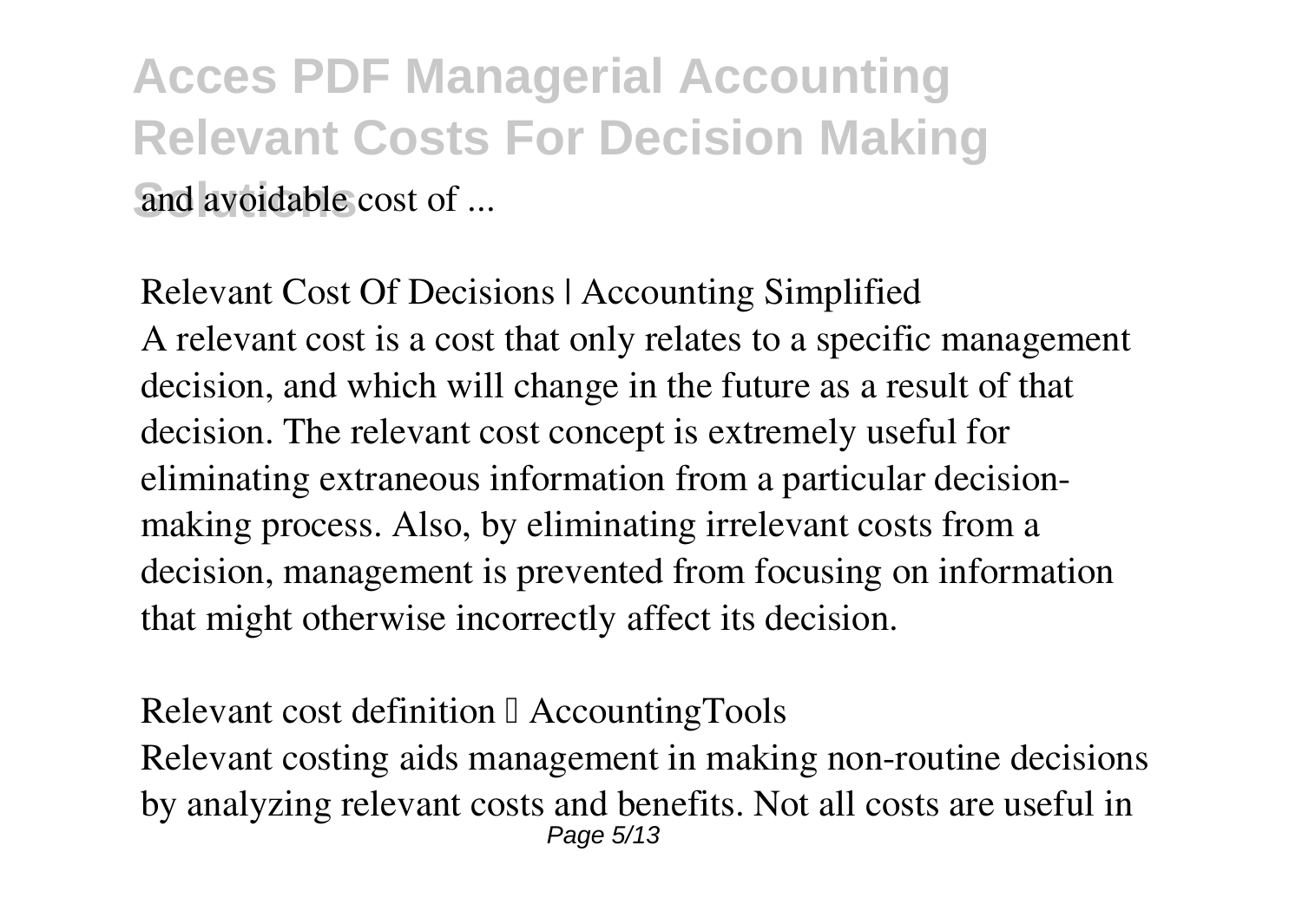and avoidable cost of ...

Relevant Cost Of Decisions | Accounting Simplified

A relevant cost is a cost that only relates to a specific management decision, and which will change in the future as a result of that decision. The relevant cost concept is extremely useful for eliminating extraneous information from a particular decision-making process. Also, by eliminating irrelevant costs from a decision, management is prevented from focusing on information that might otherwise incorrectly affect its decision.

Relevant cost definition — AccountingTools

Relevant costing aids management in making non-routine decisions by analyzing relevant costs and benefits. Not all costs are useful in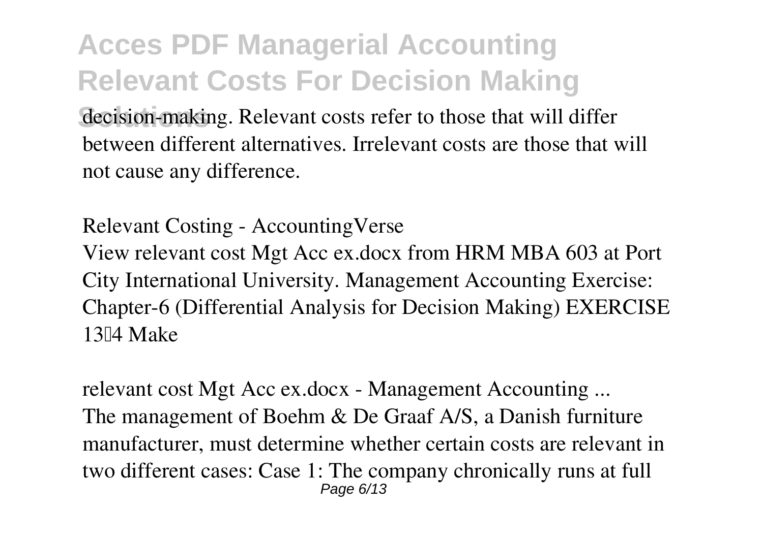decision-making. Relevant costs refer to those that will differ between different alternatives. Irrelevant costs are those that will not cause any difference.

*Relevant Costing - AccountingVerse*

View relevant cost Mgt Acc ex.docx from HRM MBA 603 at Port City International University. Management Accounting Exercise: Chapter-6 (Differential Analysis for Decision Making) EXERCISE 13–4 Make

*relevant cost Mgt Acc ex.docx - Management Accounting ...*

The management of Boehm & De Graaf A/S, a Danish furniture manufacturer, must determine whether certain costs are relevant in two different cases: Case 1: The company chronically runs at full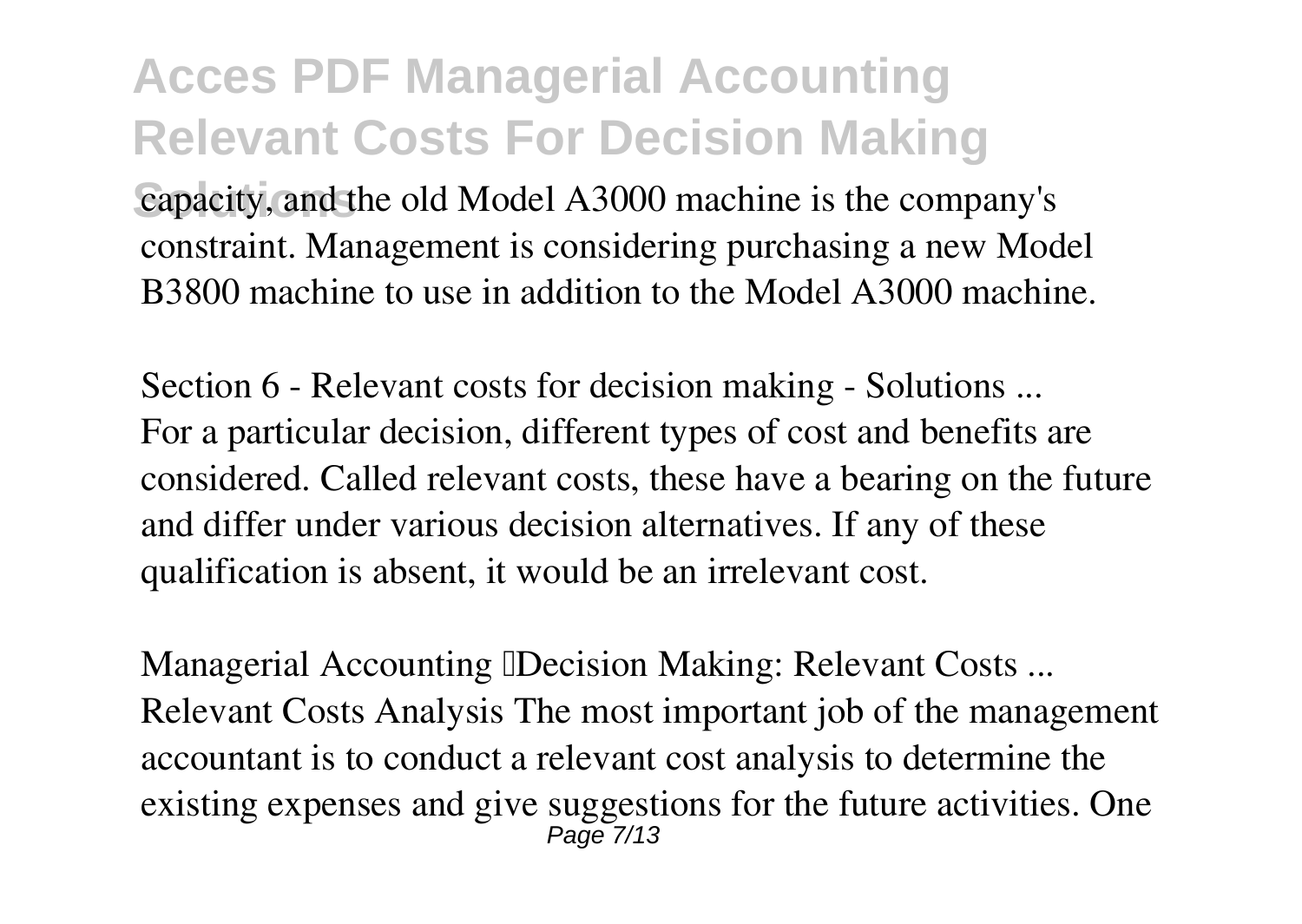capacity, and the old Model A3000 machine is the company's constraint. Management is considering purchasing a new Model B3800 machine to use in addition to the Model A3000 machine.

*Section 6 - Relevant costs for decision making - Solutions ...*

For a particular decision, different types of cost and benefits are considered. Called relevant costs, these have a bearing on the future and differ under various decision alternatives. If any of these qualification is absent, it would be an irrelevant cost.

*Managerial Accounting Decision Making: Relevant Costs ...*

Relevant Costs Analysis The most important job of the management accountant is to conduct a relevant cost analysis to determine the existing expenses and give suggestions for the future activities. One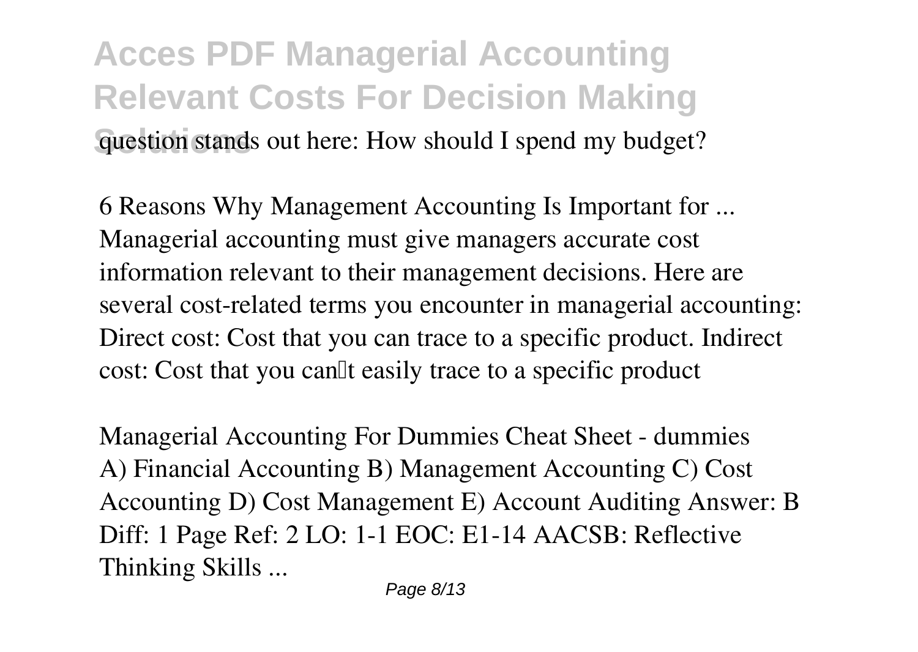question stands out here: How should I spend my budget?

6 Reasons Why Management Accounting Is Important for ...
Managerial accounting must give managers accurate cost information relevant to their management decisions. Here are several cost-related terms you encounter in managerial accounting: Direct cost: Cost that you can trace to a specific product. Indirect cost: Cost that you can't easily trace to a specific product

Managerial Accounting For Dummies Cheat Sheet - dummies
A) Financial Accounting B) Management Accounting C) Cost Accounting D) Cost Management E) Account Auditing Answer: B Diff: 1 Page Ref: 2 LO: 1-1 EOC: E1-14 AACSB: Reflective Thinking Skills ...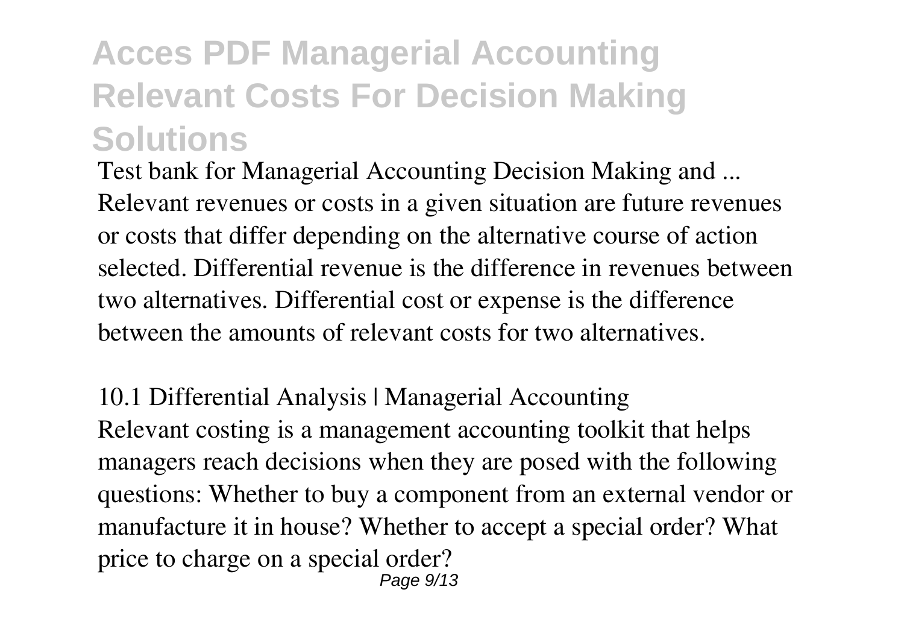Test bank for Managerial Accounting Decision Making and ...

Relevant revenues or costs in a given situation are future revenues or costs that differ depending on the alternative course of action selected. Differential revenue is the difference in revenues between two alternatives. Differential cost or expense is the difference between the amounts of relevant costs for two alternatives.

10.1 Differential Analysis | Managerial Accounting

Relevant costing is a management accounting toolkit that helps managers reach decisions when they are posed with the following questions: Whether to buy a component from an external vendor or manufacture it in house? Whether to accept a special order? What price to charge on a special order?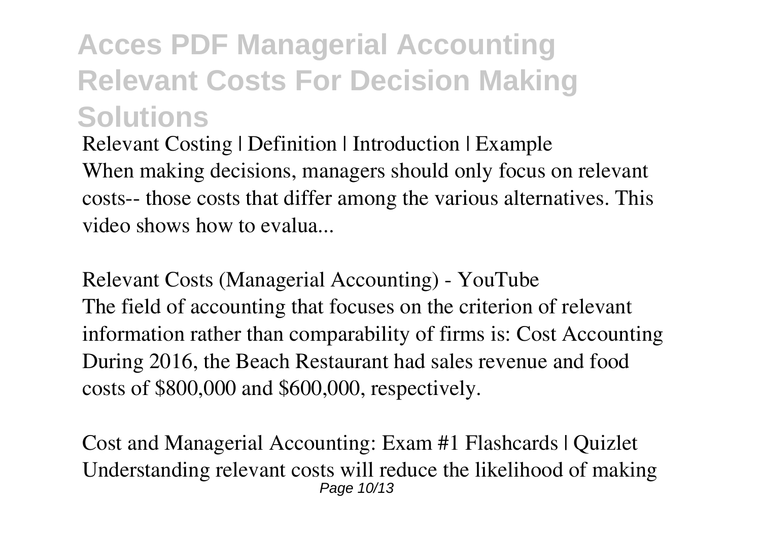Relevant Costing | Definition | Introduction | Example

When making decisions, managers should only focus on relevant costs-- those costs that differ among the various alternatives. This video shows how to evalua...

Relevant Costs (Managerial Accounting) - YouTube

The field of accounting that focuses on the criterion of relevant information rather than comparability of firms is: Cost Accounting During 2016, the Beach Restaurant had sales revenue and food costs of $800,000 and $600,000, respectively.

Cost and Managerial Accounting: Exam #1 Flashcards | Quizlet

Understanding relevant costs will reduce the likelihood of making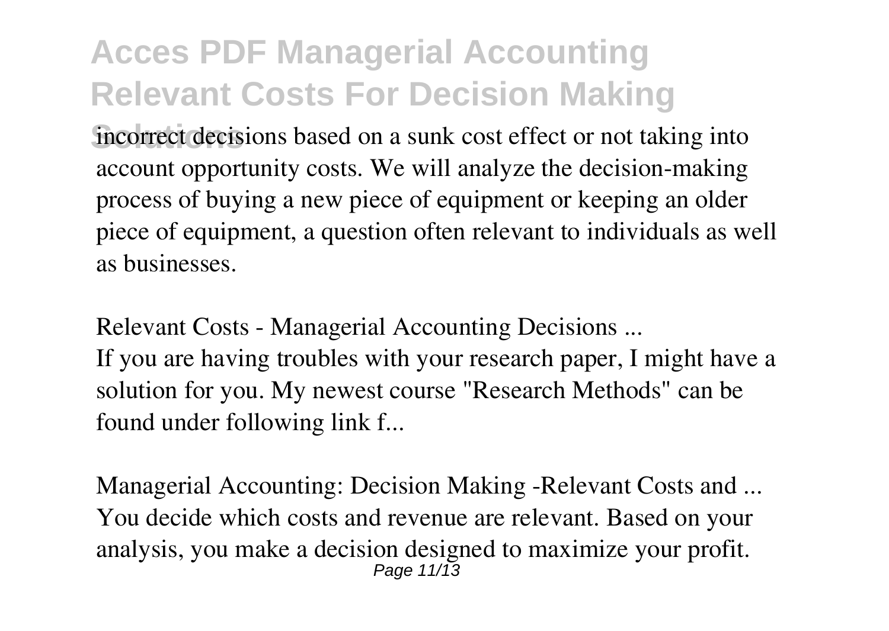incorrect decisions based on a sunk cost effect or not taking into account opportunity costs. We will analyze the decision-making process of buying a new piece of equipment or keeping an older piece of equipment, a question often relevant to individuals as well as businesses.

*Relevant Costs - Managerial Accounting Decisions ...*
If you are having troubles with your research paper, I might have a solution for you. My newest course "Research Methods" can be found under following link f...

*Managerial Accounting: Decision Making -Relevant Costs and ...*
You decide which costs and revenue are relevant. Based on your analysis, you make a decision designed to maximize your profit.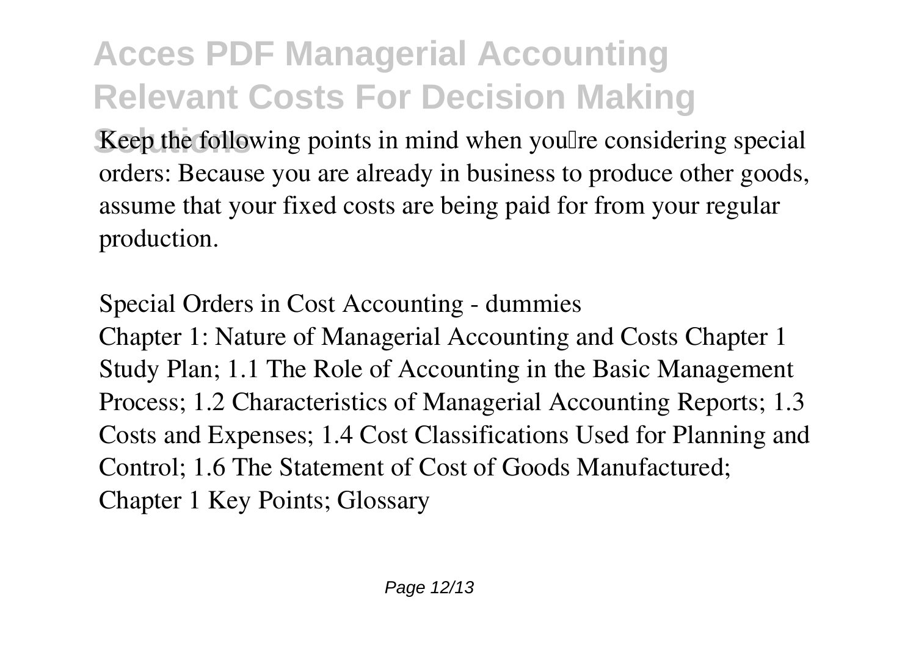Keep the following points in mind when you're considering special orders: Because you are already in business to produce other goods, assume that your fixed costs are being paid for from your regular production.

*Special Orders in Cost Accounting - dummies*

Chapter 1: Nature of Managerial Accounting and Costs Chapter 1 Study Plan; 1.1 The Role of Accounting in the Basic Management Process; 1.2 Characteristics of Managerial Accounting Reports; 1.3 Costs and Expenses; 1.4 Cost Classifications Used for Planning and Control; 1.6 The Statement of Cost of Goods Manufactured; Chapter 1 Key Points; Glossary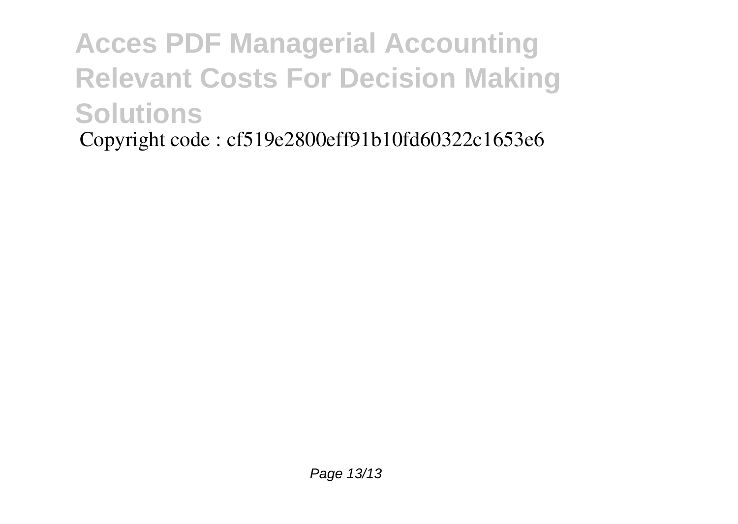Copyright code : cf519e2800eff91b10fd60322c1653e6